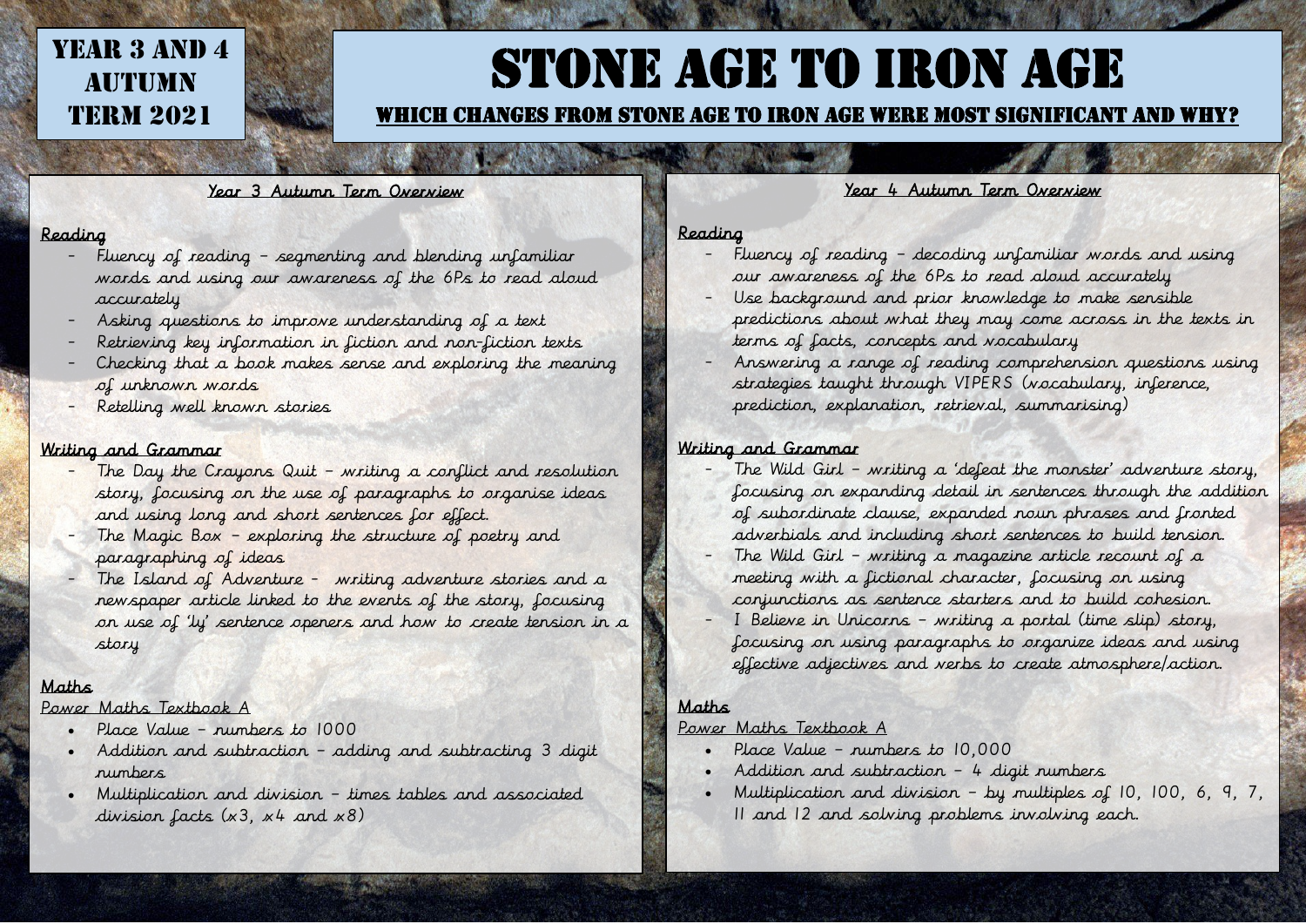# Year 3 and 4 Autumn Term 2021

# Stone Age to Iron Age

## Which changes from Stone Age to Iron Age were most significant and why?

### Year 3 Autumn Term Overview

**Reading**

- Fluency of reading – segmenting and blending unfamiliar words and using our awareness of the 6Ps to read aloud accurately
- Asking questions to improve understanding of a text
- Retrieving key information in fiction and non-fiction texts
- Checking that a book makes sense and exploring the meaning of unknown words
- Retelling well known stories

**Writing and Grammar**

- The Day the Crayons Quit – writing a conflict and resolution story, focusing on the use of paragraphs to organise ideas and using long and short sentences for effect.
- The Magic Box – exploring the structure of poetry and paragraphing of ideas
- The Island of Adventure – writing adventure stories and a newspaper article linked to the events of the story, focusing on use of 'ly' sentence openers and how to create tension in a story

**Maths**

Power Maths Textbook A

- Place Value – numbers to 1000
- Addition and subtraction – adding and subtracting 3 digit numbers
- Multiplication and division – times tables and associated division facts (x3, x4 and x8)

### Year 4 Autumn Term Overview

**Reading**

- Fluency of reading – decoding unfamiliar words and using our awareness of the 6Ps to read aloud accurately
- Use background and prior knowledge to make sensible predictions about what they may come across in the texts in terms of facts, concepts and vocabulary
- Answering a range of reading comprehension questions using strategies taught through VIPERS (vocabulary, inference, prediction, explanation, retrieval, summarising)

**Writing and Grammar**

- The Wild Girl – writing a 'defeat the monster' adventure story, focusing on expanding detail in sentences through the addition of subordinate clause, expanded noun phrases and fronted adverbials and including short sentences to build tension.
- The Wild Girl – writing a magazine article recount of a meeting with a fictional character, focusing on using conjunctions as sentence starters and to build cohesion.
- I Believe in Unicorns – writing a portal (time slip) story, focusing on using paragraphs to organize ideas and using effective adjectives and verbs to create atmosphere/action.

**Maths**

Power Maths Textbook A

- Place Value – numbers to 10,000
- Addition and subtraction – 4 digit numbers
- Multiplication and division – by multiples of 10, 100, 6, 9, 7, 11 and 12 and solving problems involving each.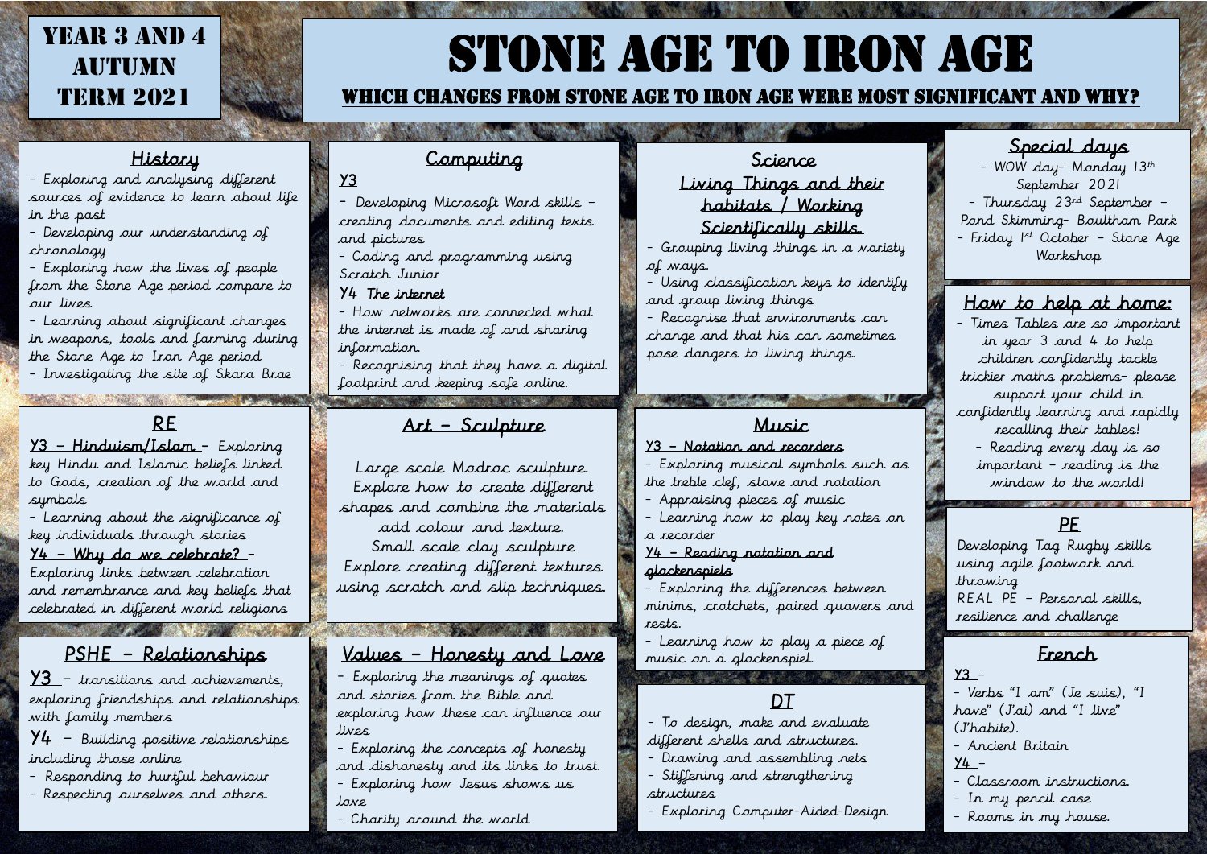# YEAR 3 AND 4 AUTUMN TERM 2021

# STONE AGE TO IRON AGE

## WHICH CHANGES FROM STONE AGE TO IRON AGE WERE MOST SIGNIFICANT AND WHY?

### History

- Exploring and analysing different sources of evidence to learn about life in the past
- Developing our understanding of chronology
- Exploring how the lives of people from the Stone Age period compare to our lives
- Learning about significant changes in weapons, tools and farming during the Stone Age to Iron Age period
- Investigating the site of Skara Brae

### RE

**Y3 – Hinduism/Islam** – Exploring key Hindu and Islamic beliefs linked to Gods, creation of the world and symbols

- Learning about the significance of key individuals through stories

**Y4 – Why do we celebrate?** – Exploring links between celebration and remembrance and key beliefs that celebrated in different world religions

### PSHE – Relationships

**Y3** – transitions and achievements, exploring friendships and relationships with family members

**Y4** – Building positive relationships including those online

- Responding to hurtful behaviour
- Respecting ourselves and others.

### Computing

**Y3**

- Developing Microsoft Word skills – creating documents and editing texts and pictures
- Coding and programming using Scratch Junior

**Y4 The internet**

- How networks are connected what the internet is made of and sharing information.
- Recognising that they have a digital footprint and keeping safe online.

### Art – Sculpture

Large scale Modroc sculpture. Explore how to create different shapes and combine the materials add colour and texture.

Small scale clay sculpture Explore creating different textures using scratch and slip techniques.

### Values – Honesty and Love

- Exploring the meanings of quotes and stories from the Bible and exploring how these can influence our lives
- Exploring the concepts of honesty and dishonesty and its links to trust.
- Exploring how Jesus shows us love
- Charity around the world

### Science

**Living Things and their habitats / Working Scientifically skills.**

- Grouping living things in a variety of ways.
- Using classification keys to identify and group living things
- Recognise that environments can change and that his can sometimes pose dangers to living things.

### Music

**Y3 – Notation and recorders**

- Exploring musical symbols such as the treble clef, stave and notation
- Appraising pieces of music
- Learning how to play key notes on a recorder

**Y4 – Reading notation and glockenspiels**

- Exploring the differences between minims, crotchets, paired quavers and rests.
- Learning how to play a piece of music on a glockenspiel.

### DT

- To design, make and evaluate different shells and structures.
- Drawing and assembling nets
- Stiffening and strengthening structures
- Exploring Computer-Aided-Design

### Special days

- WOW day- Monday 13th September 2021
- Thursday 23rd September – Pond Skimming- Boultham Park
- Friday 1st October – Stone Age Workshop

### How to help at home:

- Times Tables are so important in year 3 and 4 to help children confidently tackle trickier maths problems- please support your child in confidently learning and rapidly recalling their tables!
- Reading every day is so important – reading is the window to the world!

### PE

Developing Tag Rugby skills using agile footwork and throwing

REAL PE – Personal skills, resilience and challenge

### French

**Y3** –

- Verbs "I am" (Je suis), "I have" (J'ai) and "I live" (J'habite).
- Ancient Britain

**Y4** –

- Classroom instructions.
- In my pencil case
- Rooms in my house.